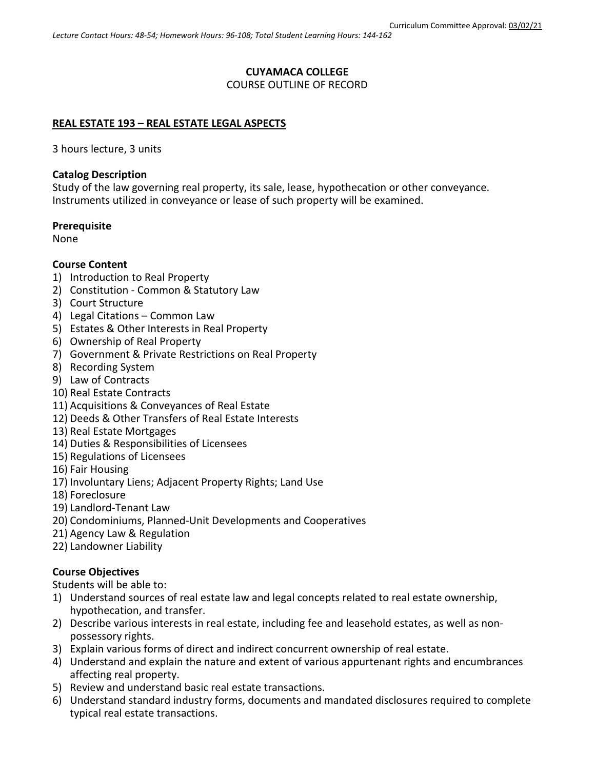Curriculum Committee Approval: 03/02/21

*Lecture Contact Hours: 48-54; Homework Hours: 96-108; Total Student Learning Hours: 144-162*

**CUYAMACA COLLEGE**
COURSE OUTLINE OF RECORD

## REAL ESTATE 193 – REAL ESTATE LEGAL ASPECTS

3 hours lecture, 3 units

**Catalog Description**
Study of the law governing real property, its sale, lease, hypothecation or other conveyance. Instruments utilized in conveyance or lease of such property will be examined.

**Prerequisite**
None

**Course Content**

1) Introduction to Real Property
2) Constitution - Common & Statutory Law
3) Court Structure
4) Legal Citations – Common Law
5) Estates & Other Interests in Real Property
6) Ownership of Real Property
7) Government & Private Restrictions on Real Property
8) Recording System
9) Law of Contracts
10) Real Estate Contracts
11) Acquisitions & Conveyances of Real Estate
12) Deeds & Other Transfers of Real Estate Interests
13) Real Estate Mortgages
14) Duties & Responsibilities of Licensees
15) Regulations of Licensees
16) Fair Housing
17) Involuntary Liens; Adjacent Property Rights; Land Use
18) Foreclosure
19) Landlord-Tenant Law
20) Condominiums, Planned-Unit Developments and Cooperatives
21) Agency Law & Regulation
22) Landowner Liability

**Course Objectives**
Students will be able to:

1) Understand sources of real estate law and legal concepts related to real estate ownership, hypothecation, and transfer.
2) Describe various interests in real estate, including fee and leasehold estates, as well as non-possessory rights.
3) Explain various forms of direct and indirect concurrent ownership of real estate.
4) Understand and explain the nature and extent of various appurtenant rights and encumbrances affecting real property.
5) Review and understand basic real estate transactions.
6) Understand standard industry forms, documents and mandated disclosures required to complete typical real estate transactions.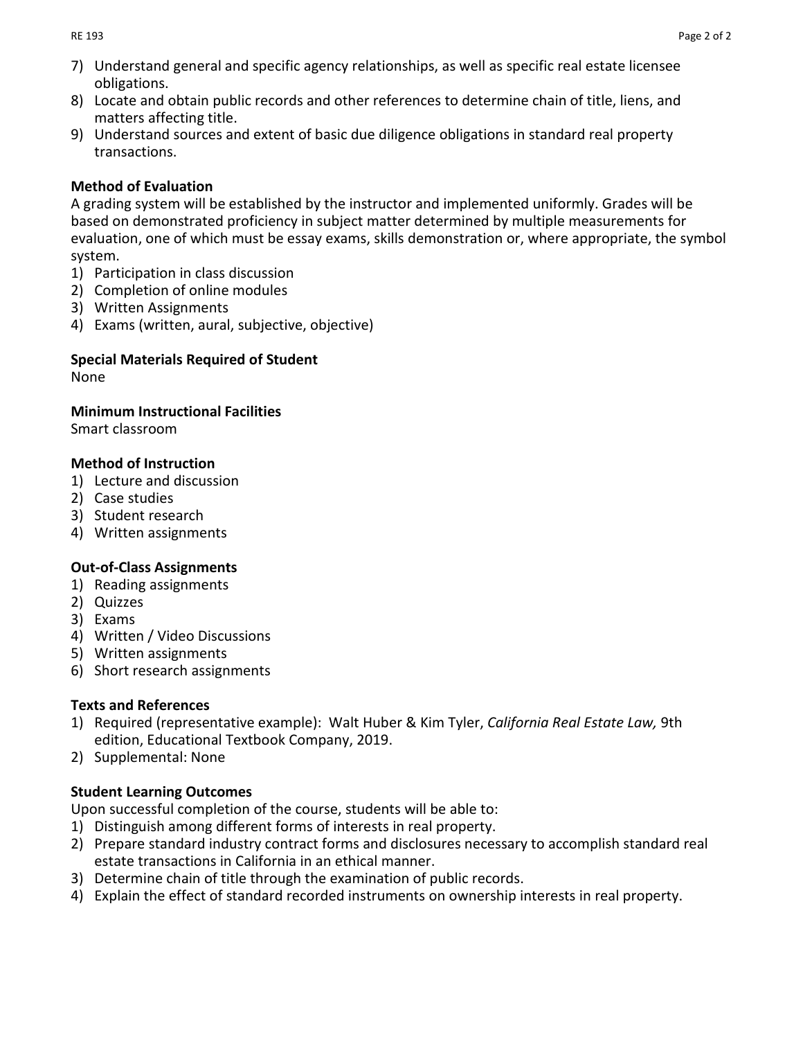7) Understand general and specific agency relationships, as well as specific real estate licensee obligations.
8) Locate and obtain public records and other references to determine chain of title, liens, and matters affecting title.
9) Understand sources and extent of basic due diligence obligations in standard real property transactions.

**Method of Evaluation**

A grading system will be established by the instructor and implemented uniformly. Grades will be based on demonstrated proficiency in subject matter determined by multiple measurements for evaluation, one of which must be essay exams, skills demonstration or, where appropriate, the symbol system.

1) Participation in class discussion
2) Completion of online modules
3) Written Assignments
4) Exams (written, aural, subjective, objective)

**Special Materials Required of Student**

None

**Minimum Instructional Facilities**

Smart classroom

**Method of Instruction**

1) Lecture and discussion
2) Case studies
3) Student research
4) Written assignments

**Out-of-Class Assignments**

1) Reading assignments
2) Quizzes
3) Exams
4) Written / Video Discussions
5) Written assignments
6) Short research assignments

**Texts and References**

1) Required (representative example): Walt Huber & Kim Tyler, *California Real Estate Law,* 9th edition, Educational Textbook Company, 2019.
2) Supplemental: None

**Student Learning Outcomes**

Upon successful completion of the course, students will be able to:

1) Distinguish among different forms of interests in real property.
2) Prepare standard industry contract forms and disclosures necessary to accomplish standard real estate transactions in California in an ethical manner.
3) Determine chain of title through the examination of public records.
4) Explain the effect of standard recorded instruments on ownership interests in real property.